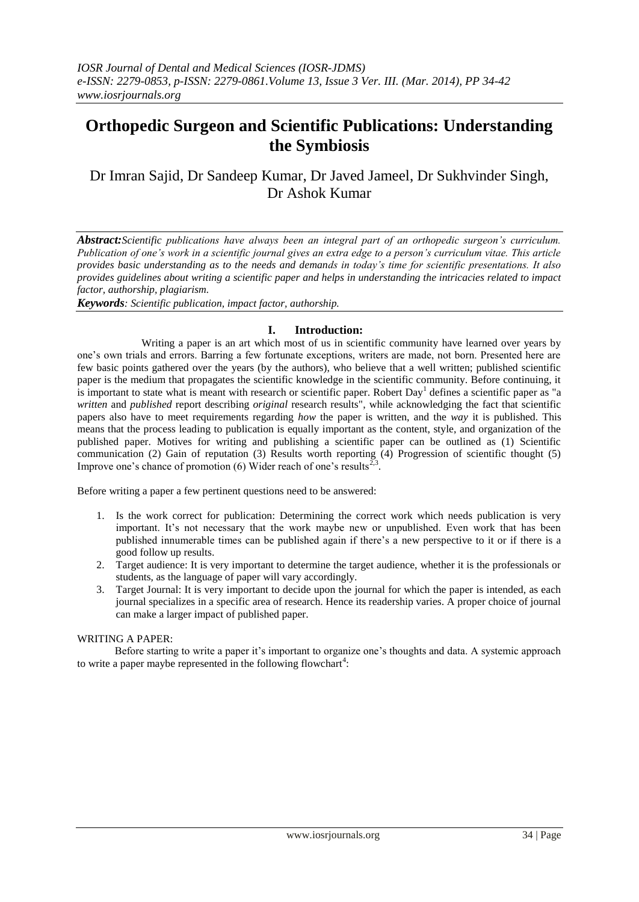# Orthopedic Surgeon and Scientific Publications: Understanding the Symbiosis

Dr Imran Sajid, Dr Sandeep Kumar, Dr Javed Jameel, Dr Sukhvinder Singh, Dr Ashok Kumar

***Abstract:****Scientific publications have always been an integral part of an orthopedic surgeon's curriculum. Publication of one's work in a scientific journal gives an extra edge to a person's curriculum vitae. This article provides basic understanding as to the needs and demands in today's time for scientific presentations. It also provides guidelines about writing a scientific paper and helps in understanding the intricacies related to impact factor, authorship, plagiarism.*

***Keywords****: Scientific publication, impact factor, authorship.*

## I. Introduction:

Writing a paper is an art which most of us in scientific community have learned over years by one's own trials and errors. Barring a few fortunate exceptions, writers are made, not born. Presented here are few basic points gathered over the years (by the authors), who believe that a well written; published scientific paper is the medium that propagates the scientific knowledge in the scientific community. Before continuing, it is important to state what is meant with research or scientific paper. Robert Day[1] defines a scientific paper as "a *written* and *published* report describing *original* research results", while acknowledging the fact that scientific papers also have to meet requirements regarding *how* the paper is written, and the *way* it is published. This means that the process leading to publication is equally important as the content, style, and organization of the published paper. Motives for writing and publishing a scientific paper can be outlined as (1) Scientific communication (2) Gain of reputation (3) Results worth reporting (4) Progression of scientific thought (5) Improve one's chance of promotion (6) Wider reach of one's results[2,3].

Before writing a paper a few pertinent questions need to be answered:

1. Is the work correct for publication: Determining the correct work which needs publication is very important. It's not necessary that the work maybe new or unpublished. Even work that has been published innumerable times can be published again if there's a new perspective to it or if there is a good follow up results.
2. Target audience: It is very important to determine the target audience, whether it is the professionals or students, as the language of paper will vary accordingly.
3. Target Journal: It is very important to decide upon the journal for which the paper is intended, as each journal specializes in a specific area of research. Hence its readership varies. A proper choice of journal can make a larger impact of published paper.

WRITING A PAPER:

Before starting to write a paper it's important to organize one's thoughts and data. A systemic approach to write a paper maybe represented in the following flowchart[4]: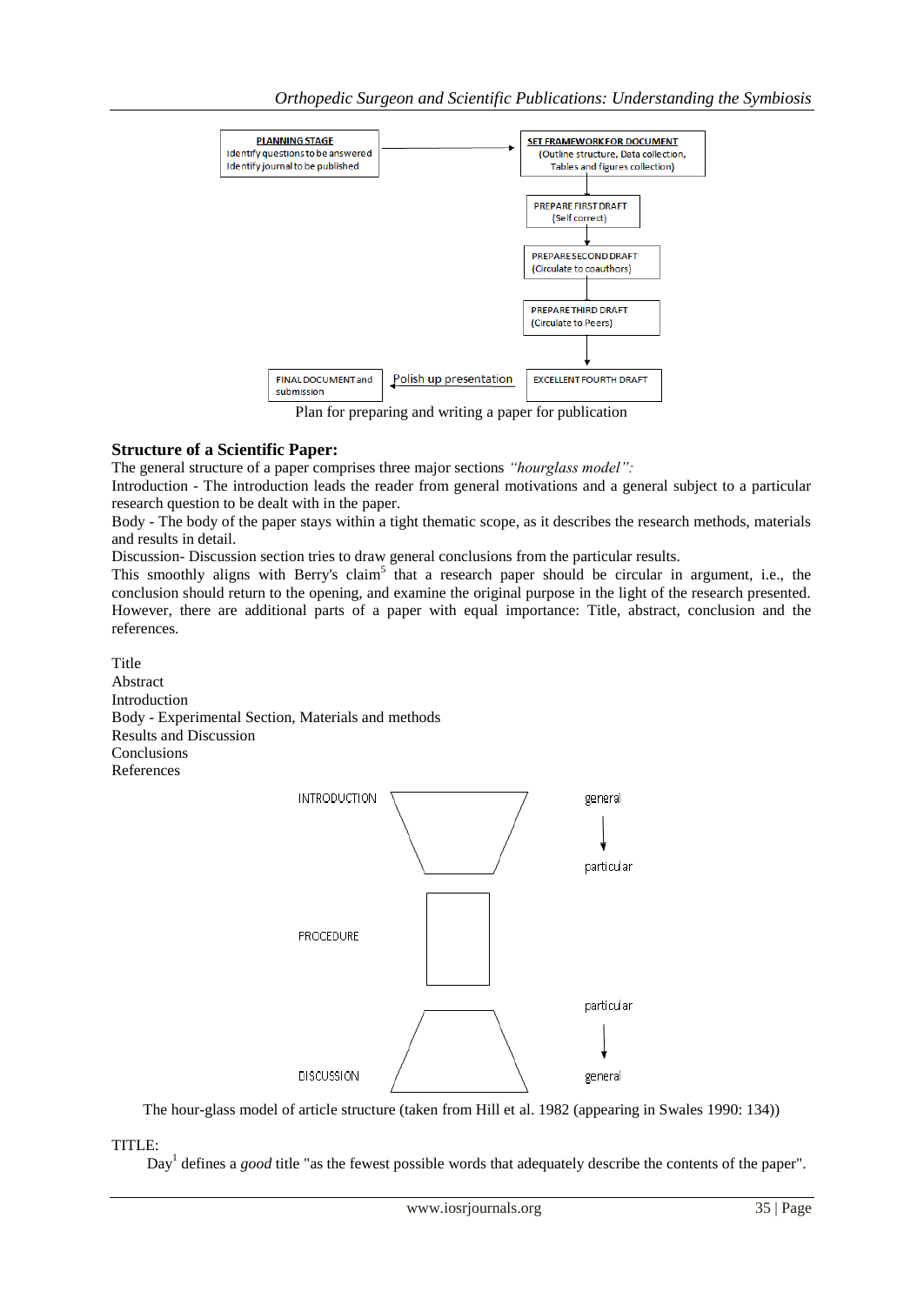PLANNING STAGE
Identify questions to be answered
Identify journal to be published

SET FRAMEWORK FOR DOCUMENT
(Outline structure, Data collection, Tables and figures collection)

PREPARE FIRST DRAFT
(Self correct)

PREPARE SECOND DRAFT
(Circulate to coauthors)

PREPARE THIRD DRAFT
(Circulate to Peers)

EXCELLENT FOURTH DRAFT

Polish up presentation

FINAL DOCUMENT and submission

Plan for preparing and writing a paper for publication

## Structure of a Scientific Paper:

The general structure of a paper comprises three major sections *"hourglass model":*

Introduction - The introduction leads the reader from general motivations and a general subject to a particular research question to be dealt with in the paper.

Body - The body of the paper stays within a tight thematic scope, as it describes the research methods, materials and results in detail.

Discussion- Discussion section tries to draw general conclusions from the particular results.

This smoothly aligns with Berry's claim[5] that a research paper should be circular in argument, i.e., the conclusion should return to the opening, and examine the original purpose in the light of the research presented. However, there are additional parts of a paper with equal importance: Title, abstract, conclusion and the references.

Title
Abstract
Introduction
Body - Experimental Section, Materials and methods
Results and Discussion
Conclusions
References

INTRODUCTION — general → particular

PROCEDURE

DISCUSSION — particular → general

The hour-glass model of article structure (taken from Hill et al. 1982 (appearing in Swales 1990: 134))

TITLE:

Day[1] defines a *good* title "as the fewest possible words that adequately describe the contents of the paper".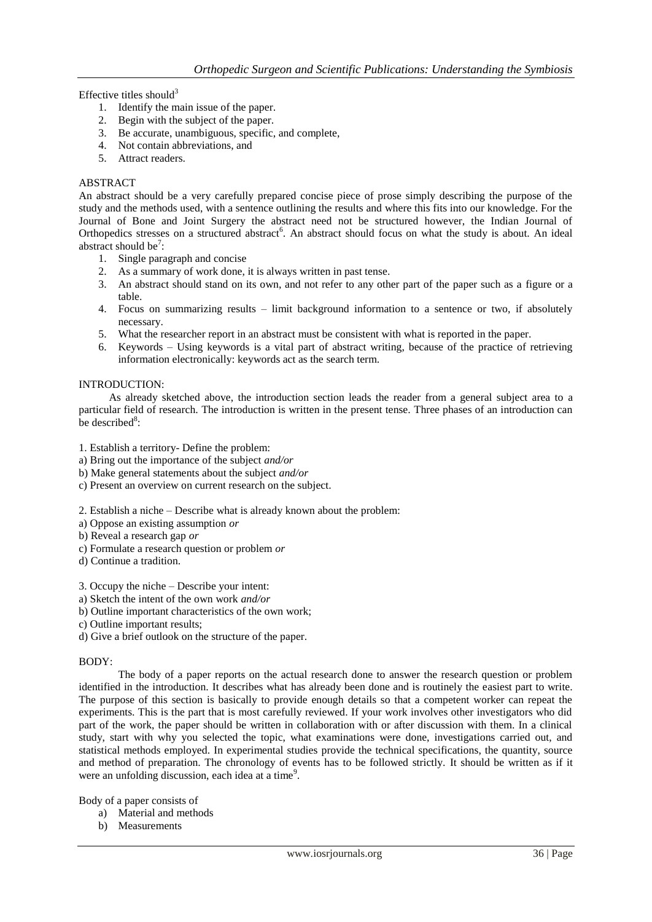Effective titles should[3]

1. Identify the main issue of the paper.
2. Begin with the subject of the paper.
3. Be accurate, unambiguous, specific, and complete,
4. Not contain abbreviations, and
5. Attract readers.

## ABSTRACT

An abstract should be a very carefully prepared concise piece of prose simply describing the purpose of the study and the methods used, with a sentence outlining the results and where this fits into our knowledge. For the Journal of Bone and Joint Surgery the abstract need not be structured however, the Indian Journal of Orthopedics stresses on a structured abstract[6]. An abstract should focus on what the study is about. An ideal abstract should be[7]:

1. Single paragraph and concise
2. As a summary of work done, it is always written in past tense.
3. An abstract should stand on its own, and not refer to any other part of the paper such as a figure or a table.
4. Focus on summarizing results – limit background information to a sentence or two, if absolutely necessary.
5. What the researcher report in an abstract must be consistent with what is reported in the paper.
6. Keywords – Using keywords is a vital part of abstract writing, because of the practice of retrieving information electronically: keywords act as the search term.

## INTRODUCTION:

As already sketched above, the introduction section leads the reader from a general subject area to a particular field of research. The introduction is written in the present tense. Three phases of an introduction can be described[8]:

1. Establish a territory- Define the problem:
a) Bring out the importance of the subject *and/or*
b) Make general statements about the subject *and/or*
c) Present an overview on current research on the subject.

2. Establish a niche – Describe what is already known about the problem:
a) Oppose an existing assumption *or*
b) Reveal a research gap *or*
c) Formulate a research question or problem *or*
d) Continue a tradition.

3. Occupy the niche – Describe your intent:
a) Sketch the intent of the own work *and/or*
b) Outline important characteristics of the own work;
c) Outline important results;
d) Give a brief outlook on the structure of the paper.

## BODY:

The body of a paper reports on the actual research done to answer the research question or problem identified in the introduction. It describes what has already been done and is routinely the easiest part to write. The purpose of this section is basically to provide enough details so that a competent worker can repeat the experiments. This is the part that is most carefully reviewed. If your work involves other investigators who did part of the work, the paper should be written in collaboration with or after discussion with them. In a clinical study, start with why you selected the topic, what examinations were done, investigations carried out, and statistical methods employed. In experimental studies provide the technical specifications, the quantity, source and method of preparation. The chronology of events has to be followed strictly. It should be written as if it were an unfolding discussion, each idea at a time[9].

Body of a paper consists of

a) Material and methods
b) Measurements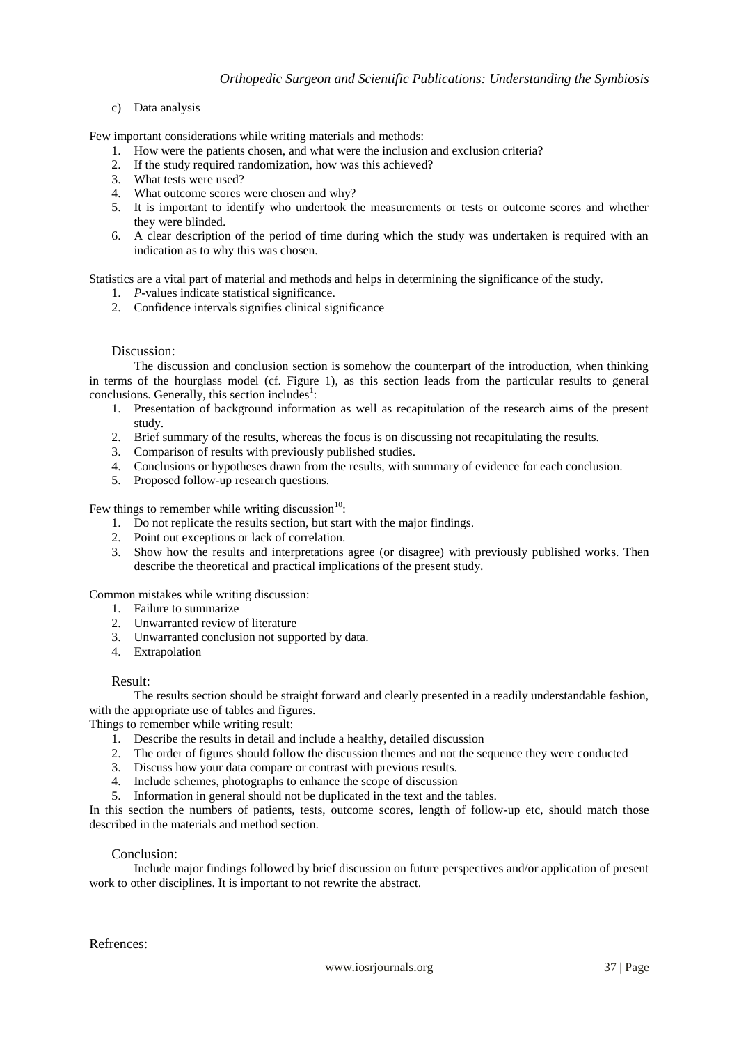c) Data analysis

Few important considerations while writing materials and methods:

1. How were the patients chosen, and what were the inclusion and exclusion criteria?
2. If the study required randomization, how was this achieved?
3. What tests were used?
4. What outcome scores were chosen and why?
5. It is important to identify who undertook the measurements or tests or outcome scores and whether they were blinded.
6. A clear description of the period of time during which the study was undertaken is required with an indication as to why this was chosen.

Statistics are a vital part of material and methods and helps in determining the significance of the study.

1. *P*-values indicate statistical significance.
2. Confidence intervals signifies clinical significance

## Discussion:

The discussion and conclusion section is somehow the counterpart of the introduction, when thinking in terms of the hourglass model (cf. Figure 1), as this section leads from the particular results to general conclusions. Generally, this section includes[1]:

1. Presentation of background information as well as recapitulation of the research aims of the present study.
2. Brief summary of the results, whereas the focus is on discussing not recapitulating the results.
3. Comparison of results with previously published studies.
4. Conclusions or hypotheses drawn from the results, with summary of evidence for each conclusion.
5. Proposed follow-up research questions.

Few things to remember while writing discussion[10]:

1. Do not replicate the results section, but start with the major findings.
2. Point out exceptions or lack of correlation.
3. Show how the results and interpretations agree (or disagree) with previously published works. Then describe the theoretical and practical implications of the present study.

Common mistakes while writing discussion:

1. Failure to summarize
2. Unwarranted review of literature
3. Unwarranted conclusion not supported by data.
4. Extrapolation

## Result:

The results section should be straight forward and clearly presented in a readily understandable fashion, with the appropriate use of tables and figures.

Things to remember while writing result:

1. Describe the results in detail and include a healthy, detailed discussion
2. The order of figures should follow the discussion themes and not the sequence they were conducted
3. Discuss how your data compare or contrast with previous results.
4. Include schemes, photographs to enhance the scope of discussion
5. Information in general should not be duplicated in the text and the tables.

In this section the numbers of patients, tests, outcome scores, length of follow-up etc, should match those described in the materials and method section.

## Conclusion:

Include major findings followed by brief discussion on future perspectives and/or application of present work to other disciplines. It is important to not rewrite the abstract.

## Refrences: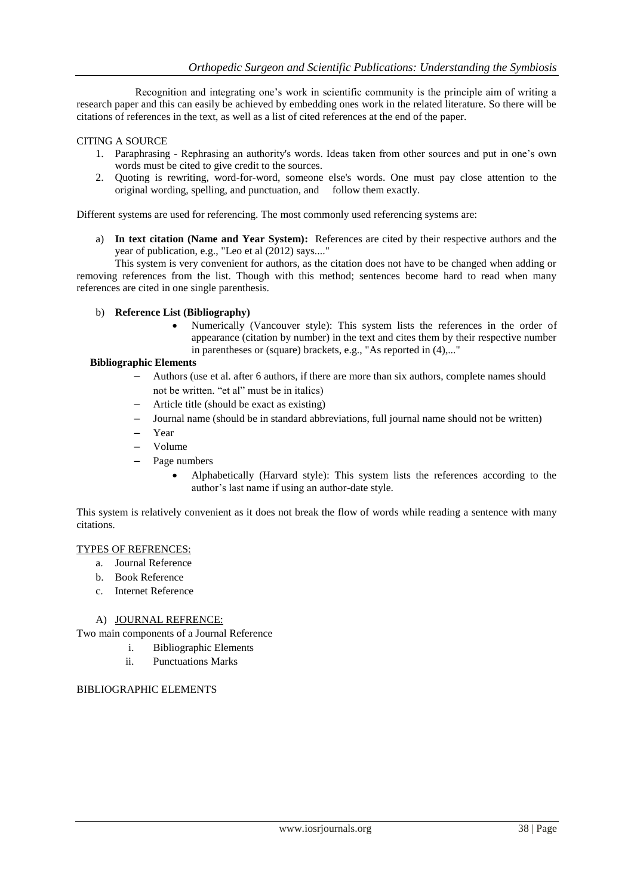Recognition and integrating one's work in scientific community is the principle aim of writing a research paper and this can easily be achieved by embedding ones work in the related literature. So there will be citations of references in the text, as well as a list of cited references at the end of the paper.

CITING A SOURCE

1. Paraphrasing - Rephrasing an authority's words. Ideas taken from other sources and put in one's own words must be cited to give credit to the sources.
2. Quoting is rewriting, word-for-word, someone else's words. One must pay close attention to the original wording, spelling, and punctuation, and follow them exactly.

Different systems are used for referencing. The most commonly used referencing systems are:

a) **In text citation (Name and Year System):** References are cited by their respective authors and the year of publication, e.g., "Leo et al (2012) says...."

This system is very convenient for authors, as the citation does not have to be changed when adding or removing references from the list. Though with this method; sentences become hard to read when many references are cited in one single parenthesis.

b) **Reference List (Bibliography)**

- Numerically (Vancouver style): This system lists the references in the order of appearance (citation by number) in the text and cites them by their respective number in parentheses or (square) brackets, e.g., "As reported in (4),..."

**Bibliographic Elements**

- Authors (use et al. after 6 authors, if there are more than six authors, complete names should not be written. "et al" must be in italics)
- Article title (should be exact as existing)
- Journal name (should be in standard abbreviations, full journal name should not be written)
- Year
- Volume
- Page numbers
  - Alphabetically (Harvard style): This system lists the references according to the author's last name if using an author-date style.

This system is relatively convenient as it does not break the flow of words while reading a sentence with many citations.

TYPES OF REFRENCES:

a. Journal Reference
b. Book Reference
c. Internet Reference

A) JOURNAL REFRENCE:

Two main components of a Journal Reference

i. Bibliographic Elements
ii. Punctuations Marks

BIBLIOGRAPHIC ELEMENTS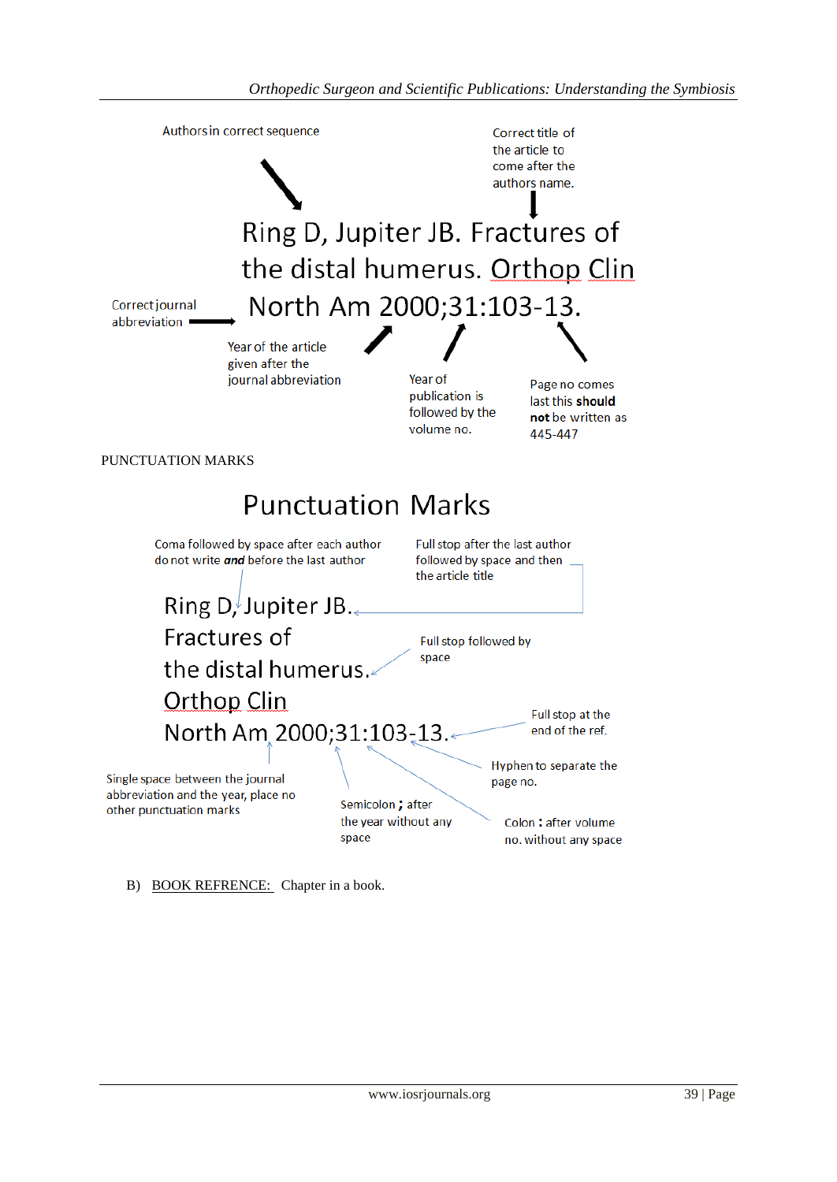Authors in correct sequence

Correct title of the article to come after the authors name.

Ring D, Jupiter JB. Fractures of the distal humerus. Orthop Clin North Am 2000;31:103-13.

Correct journal abbreviation

Year of the article given after the journal abbreviation

Year of publication is followed by the volume no.

Page no comes last this **should not** be written as 445-447

PUNCTUATION MARKS

## Punctuation Marks

Coma followed by space after each author do not write ***and*** before the last author

Full stop after the last author followed by space and then the article title

Ring D, Jupiter JB.
Fractures of
the distal humerus.
Orthop Clin
North Am 2000;31:103-13.

Full stop followed by space

Full stop at the end of the ref.

Hyphen to separate the page no.

Single space between the journal abbreviation and the year, place no other punctuation marks

Semicolon **;** after the year without any space

Colon **:** after volume no. without any space

B) <u>BOOK REFRENCE:</u> Chapter in a book.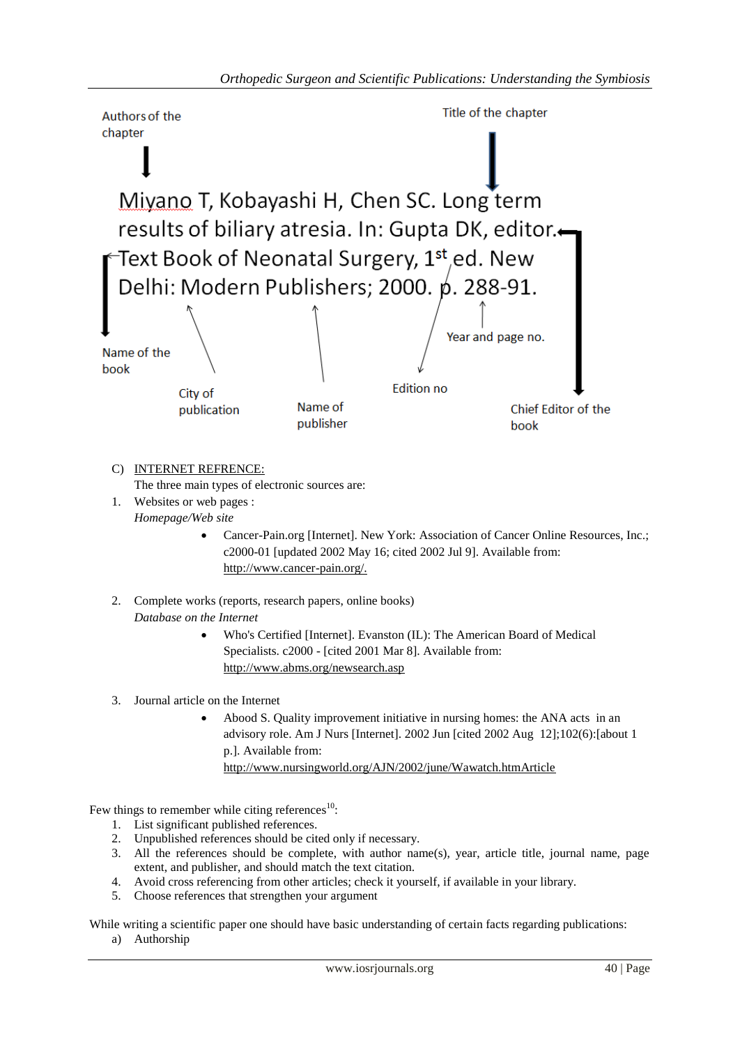Authors of the chapter

Title of the chapter

Miyano T, Kobayashi H, Chen SC. Long term results of biliary atresia. In: Gupta DK, editor. Text Book of Neonatal Surgery, 1st ed. New Delhi: Modern Publishers; 2000. p. 288-91.

Name of the book

City of publication

Name of publisher

Edition no

Year and page no.

Chief Editor of the book

C) INTERNET REFRENCE:

The three main types of electronic sources are:

1. Websites or web pages :

   *Homepage/Web site*

   - Cancer-Pain.org [Internet]. New York: Association of Cancer Online Resources, Inc.; c2000-01 [updated 2002 May 16; cited 2002 Jul 9]. Available from: http://www.cancer-pain.org/.

2. Complete works (reports, research papers, online books)

   *Database on the Internet*

   - Who's Certified [Internet]. Evanston (IL): The American Board of Medical Specialists. c2000 - [cited 2001 Mar 8]. Available from: http://www.abms.org/newsearch.asp

3. Journal article on the Internet

   - Abood S. Quality improvement initiative in nursing homes: the ANA acts in an advisory role. Am J Nurs [Internet]. 2002 Jun [cited 2002 Aug 12];102(6):[about 1 p.]. Available from: http://www.nursingworld.org/AJN/2002/june/Wawatch.htmArticle

Few things to remember while citing references[10]:

1. List significant published references.
2. Unpublished references should be cited only if necessary.
3. All the references should be complete, with author name(s), year, article title, journal name, page extent, and publisher, and should match the text citation.
4. Avoid cross referencing from other articles; check it yourself, if available in your library.
5. Choose references that strengthen your argument

While writing a scientific paper one should have basic understanding of certain facts regarding publications:

a) Authorship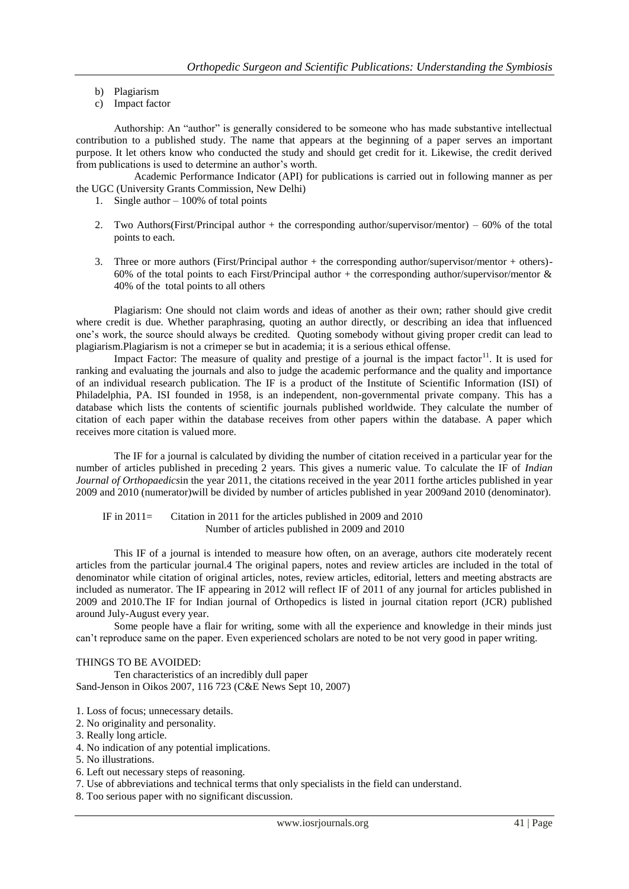b) Plagiarism
c) Impact factor

Authorship: An "author" is generally considered to be someone who has made substantive intellectual contribution to a published study. The name that appears at the beginning of a paper serves an important purpose. It let others know who conducted the study and should get credit for it. Likewise, the credit derived from publications is used to determine an author's worth.

Academic Performance Indicator (API) for publications is carried out in following manner as per the UGC (University Grants Commission, New Delhi)

1. Single author – 100% of total points
2. Two Authors(First/Principal author + the corresponding author/supervisor/mentor) – 60% of the total points to each.
3. Three or more authors (First/Principal author + the corresponding author/supervisor/mentor + others)- 60% of the total points to each First/Principal author + the corresponding author/supervisor/mentor & 40% of the total points to all others

Plagiarism: One should not claim words and ideas of another as their own; rather should give credit where credit is due. Whether paraphrasing, quoting an author directly, or describing an idea that influenced one's work, the source should always be credited. Quoting somebody without giving proper credit can lead to plagiarism.Plagiarism is not a crimeper se but in academia; it is a serious ethical offense.

Impact Factor: The measure of quality and prestige of a journal is the impact factor[11]. It is used for ranking and evaluating the journals and also to judge the academic performance and the quality and importance of an individual research publication. The IF is a product of the Institute of Scientific Information (ISI) of Philadelphia, PA. ISI founded in 1958, is an independent, non-governmental private company. This has a database which lists the contents of scientific journals published worldwide. They calculate the number of citation of each paper within the database receives from other papers within the database. A paper which receives more citation is valued more.

The IF for a journal is calculated by dividing the number of citation received in a particular year for the number of articles published in preceding 2 years. This gives a numeric value. To calculate the IF of *Indian Journal of Orthopaedics*in the year 2011, the citations received in the year 2011 forthe articles published in year 2009 and 2010 (numerator)will be divided by number of articles published in year 2009and 2010 (denominator).

$$\text{IF in 2011} = \frac{\text{Citation in 2011 for the articles published in 2009 and 2010}}{\text{Number of articles published in 2009 and 2010}}$$

This IF of a journal is intended to measure how often, on an average, authors cite moderately recent articles from the particular journal.4 The original papers, notes and review articles are included in the total of denominator while citation of original articles, notes, review articles, editorial, letters and meeting abstracts are included as numerator. The IF appearing in 2012 will reflect IF of 2011 of any journal for articles published in 2009 and 2010.The IF for Indian journal of Orthopedics is listed in journal citation report (JCR) published around July-August every year.

Some people have a flair for writing, some with all the experience and knowledge in their minds just can't reproduce same on the paper. Even experienced scholars are noted to be not very good in paper writing.

THINGS TO BE AVOIDED:

Ten characteristics of an incredibly dull paper
Sand-Jenson in Oikos 2007, 116 723 (C&E News Sept 10, 2007)

1. Loss of focus; unnecessary details.
2. No originality and personality.
3. Really long article.
4. No indication of any potential implications.
5. No illustrations.
6. Left out necessary steps of reasoning.
7. Use of abbreviations and technical terms that only specialists in the field can understand.
8. Too serious paper with no significant discussion.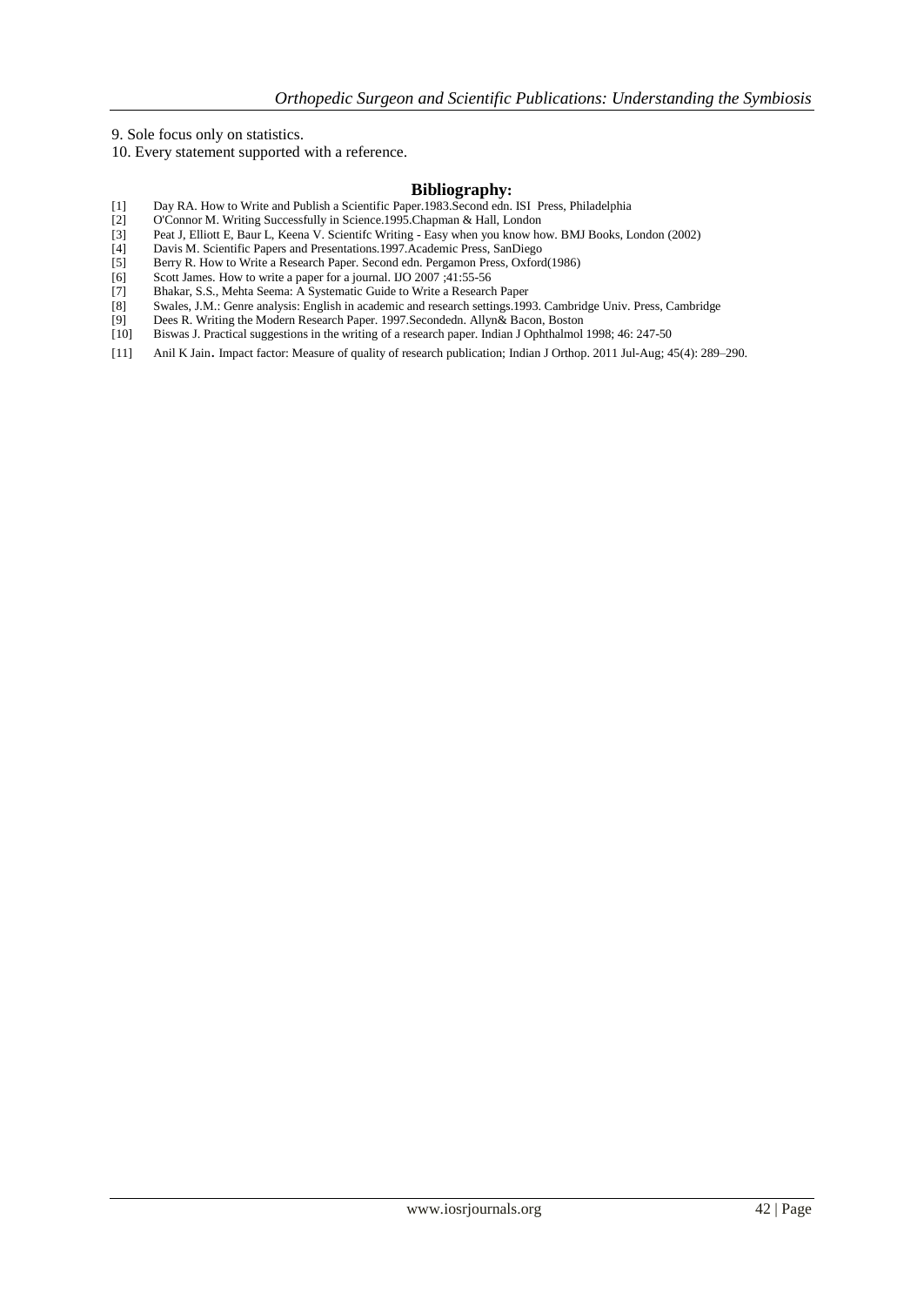9. Sole focus only on statistics.
10. Every statement supported with a reference.

## Bibliography:

[1] Day RA. How to Write and Publish a Scientific Paper.1983.Second edn. ISI Press, Philadelphia
[2] O'Connor M. Writing Successfully in Science.1995.Chapman & Hall, London
[3] Peat J, Elliott E, Baur L, Keena V. Scientifc Writing - Easy when you know how. BMJ Books, London (2002)
[4] Davis M. Scientific Papers and Presentations.1997.Academic Press, SanDiego
[5] Berry R. How to Write a Research Paper. Second edn. Pergamon Press, Oxford(1986)
[6] Scott James. How to write a paper for a journal. IJO 2007 ;41:55-56
[7] Bhakar, S.S., Mehta Seema: A Systematic Guide to Write a Research Paper
[8] Swales, J.M.: Genre analysis: English in academic and research settings.1993. Cambridge Univ. Press, Cambridge
[9] Dees R. Writing the Modern Research Paper. 1997.Secondedn. Allyn& Bacon, Boston
[10] Biswas J. Practical suggestions in the writing of a research paper. Indian J Ophthalmol 1998; 46: 247-50
[11] Anil K Jain. Impact factor: Measure of quality of research publication; Indian J Orthop. 2011 Jul-Aug; 45(4): 289–290.